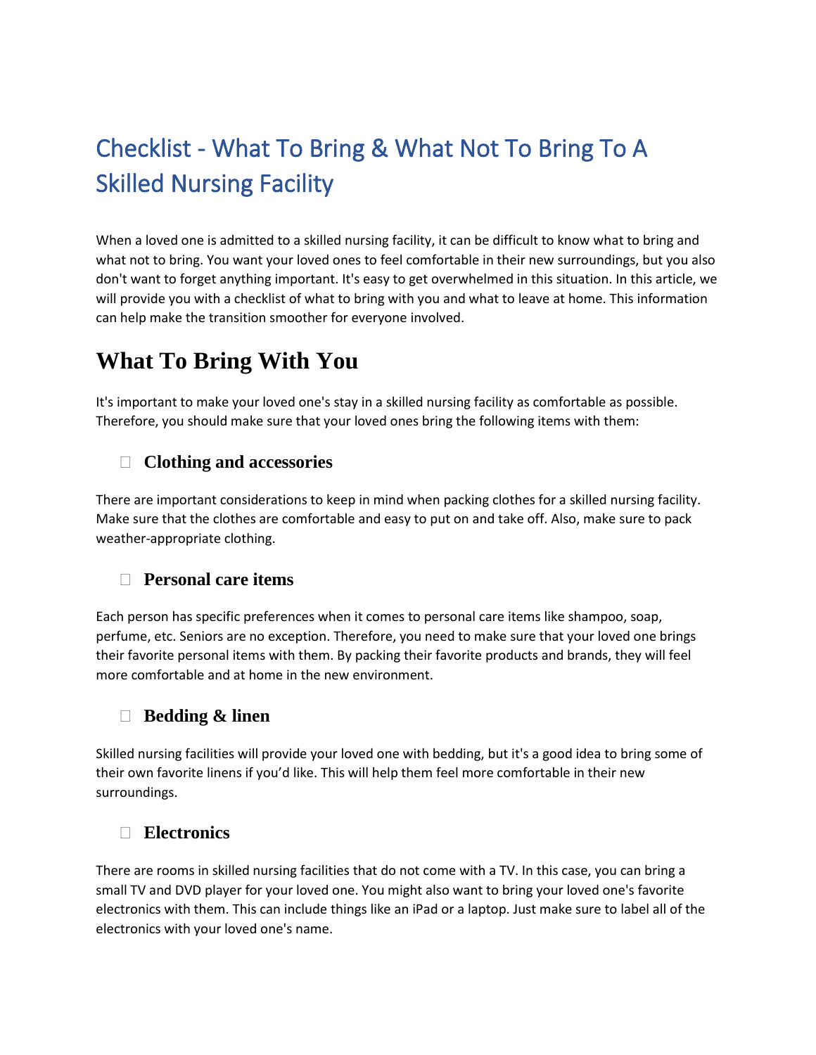# Checklist - What To Bring & What Not To Bring To A Skilled Nursing Facility

When a loved one is admitted to a skilled nursing facility, it can be difficult to know what to bring and what not to bring. You want your loved ones to feel comfortable in their new surroundings, but you also don't want to forget anything important. It's easy to get overwhelmed in this situation. In this article, we will provide you with a checklist of what to bring with you and what to leave at home. This information can help make the transition smoother for everyone involved.

## What To Bring With You

It's important to make your loved one's stay in a skilled nursing facility as comfortable as possible. Therefore, you should make sure that your loved ones bring the following items with them:

### ☐ Clothing and accessories

There are important considerations to keep in mind when packing clothes for a skilled nursing facility. Make sure that the clothes are comfortable and easy to put on and take off. Also, make sure to pack weather-appropriate clothing.

### ☐ Personal care items

Each person has specific preferences when it comes to personal care items like shampoo, soap, perfume, etc. Seniors are no exception. Therefore, you need to make sure that your loved one brings their favorite personal items with them. By packing their favorite products and brands, they will feel more comfortable and at home in the new environment.

### ☐ Bedding & linen

Skilled nursing facilities will provide your loved one with bedding, but it's a good idea to bring some of their own favorite linens if you'd like. This will help them feel more comfortable in their new surroundings.

### ☐ Electronics

There are rooms in skilled nursing facilities that do not come with a TV. In this case, you can bring a small TV and DVD player for your loved one. You might also want to bring your loved one's favorite electronics with them. This can include things like an iPad or a laptop. Just make sure to label all of the electronics with your loved one's name.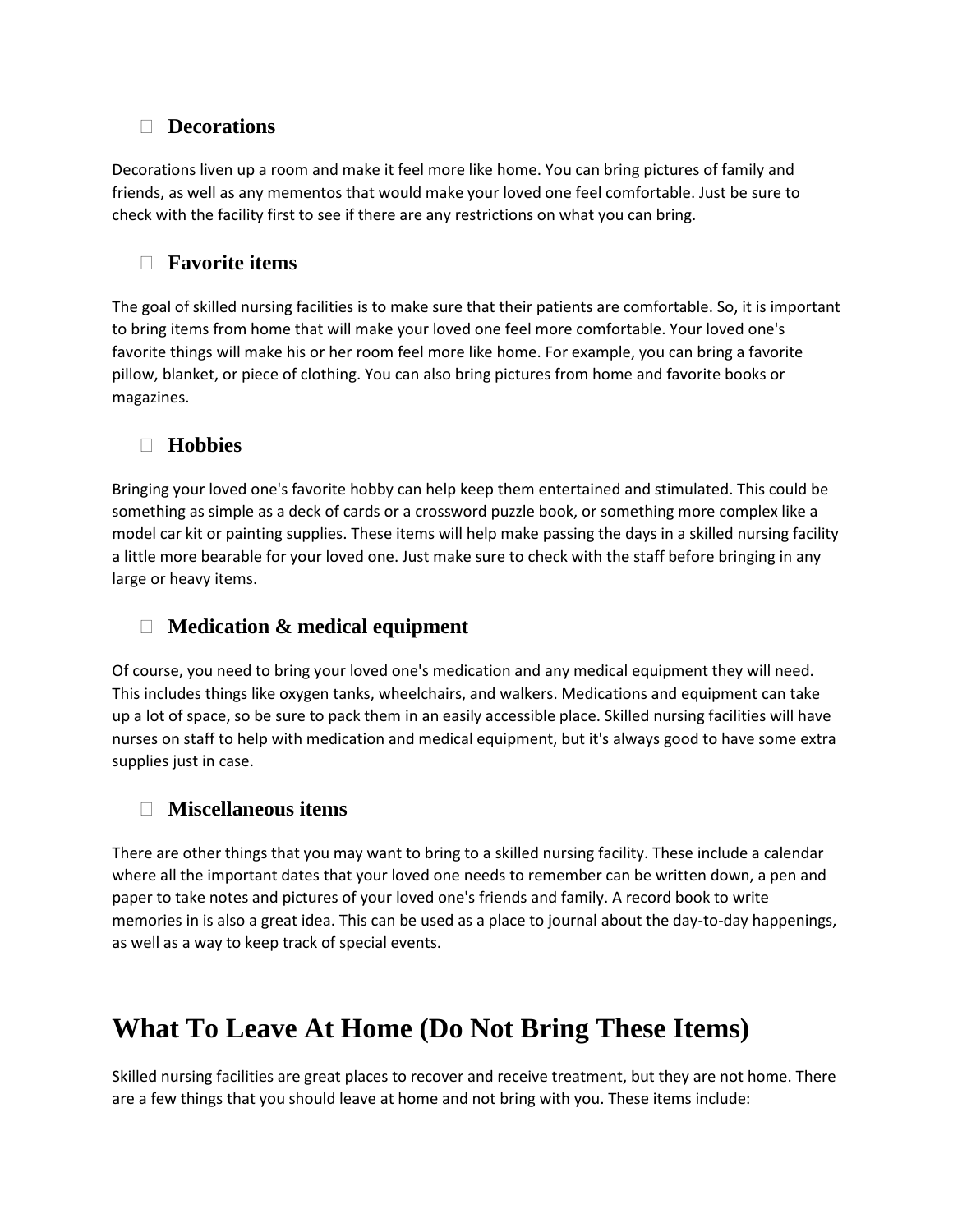- **Decorations**

Decorations liven up a room and make it feel more like home. You can bring pictures of family and friends, as well as any mementos that would make your loved one feel comfortable. Just be sure to check with the facility first to see if there are any restrictions on what you can bring.

- **Favorite items**

The goal of skilled nursing facilities is to make sure that their patients are comfortable. So, it is important to bring items from home that will make your loved one feel more comfortable. Your loved one's favorite things will make his or her room feel more like home. For example, you can bring a favorite pillow, blanket, or piece of clothing. You can also bring pictures from home and favorite books or magazines.

- **Hobbies**

Bringing your loved one's favorite hobby can help keep them entertained and stimulated. This could be something as simple as a deck of cards or a crossword puzzle book, or something more complex like a model car kit or painting supplies. These items will help make passing the days in a skilled nursing facility a little more bearable for your loved one. Just make sure to check with the staff before bringing in any large or heavy items.

- **Medication & medical equipment**

Of course, you need to bring your loved one's medication and any medical equipment they will need. This includes things like oxygen tanks, wheelchairs, and walkers. Medications and equipment can take up a lot of space, so be sure to pack them in an easily accessible place. Skilled nursing facilities will have nurses on staff to help with medication and medical equipment, but it's always good to have some extra supplies just in case.

- **Miscellaneous items**

There are other things that you may want to bring to a skilled nursing facility. These include a calendar where all the important dates that your loved one needs to remember can be written down, a pen and paper to take notes and pictures of your loved one's friends and family. A record book to write memories in is also a great idea. This can be used as a place to journal about the day-to-day happenings, as well as a way to keep track of special events.

# What To Leave At Home (Do Not Bring These Items)

Skilled nursing facilities are great places to recover and receive treatment, but they are not home. There are a few things that you should leave at home and not bring with you. These items include: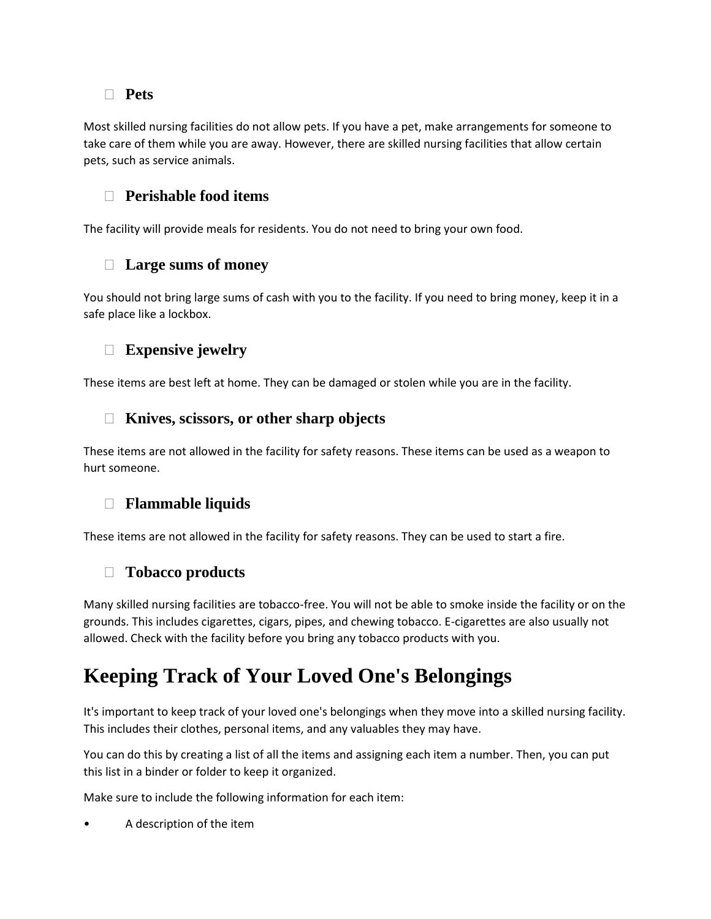- **Pets**

Most skilled nursing facilities do not allow pets. If you have a pet, make arrangements for someone to take care of them while you are away. However, there are skilled nursing facilities that allow certain pets, such as service animals.

- **Perishable food items**

The facility will provide meals for residents. You do not need to bring your own food.

- **Large sums of money**

You should not bring large sums of cash with you to the facility. If you need to bring money, keep it in a safe place like a lockbox.

- **Expensive jewelry**

These items are best left at home. They can be damaged or stolen while you are in the facility.

- **Knives, scissors, or other sharp objects**

These items are not allowed in the facility for safety reasons. These items can be used as a weapon to hurt someone.

- **Flammable liquids**

These items are not allowed in the facility for safety reasons. They can be used to start a fire.

- **Tobacco products**

Many skilled nursing facilities are tobacco-free. You will not be able to smoke inside the facility or on the grounds. This includes cigarettes, cigars, pipes, and chewing tobacco. E-cigarettes are also usually not allowed. Check with the facility before you bring any tobacco products with you.

# Keeping Track of Your Loved One's Belongings

It's important to keep track of your loved one's belongings when they move into a skilled nursing facility. This includes their clothes, personal items, and any valuables they may have.

You can do this by creating a list of all the items and assigning each item a number. Then, you can put this list in a binder or folder to keep it organized.

Make sure to include the following information for each item:

- A description of the item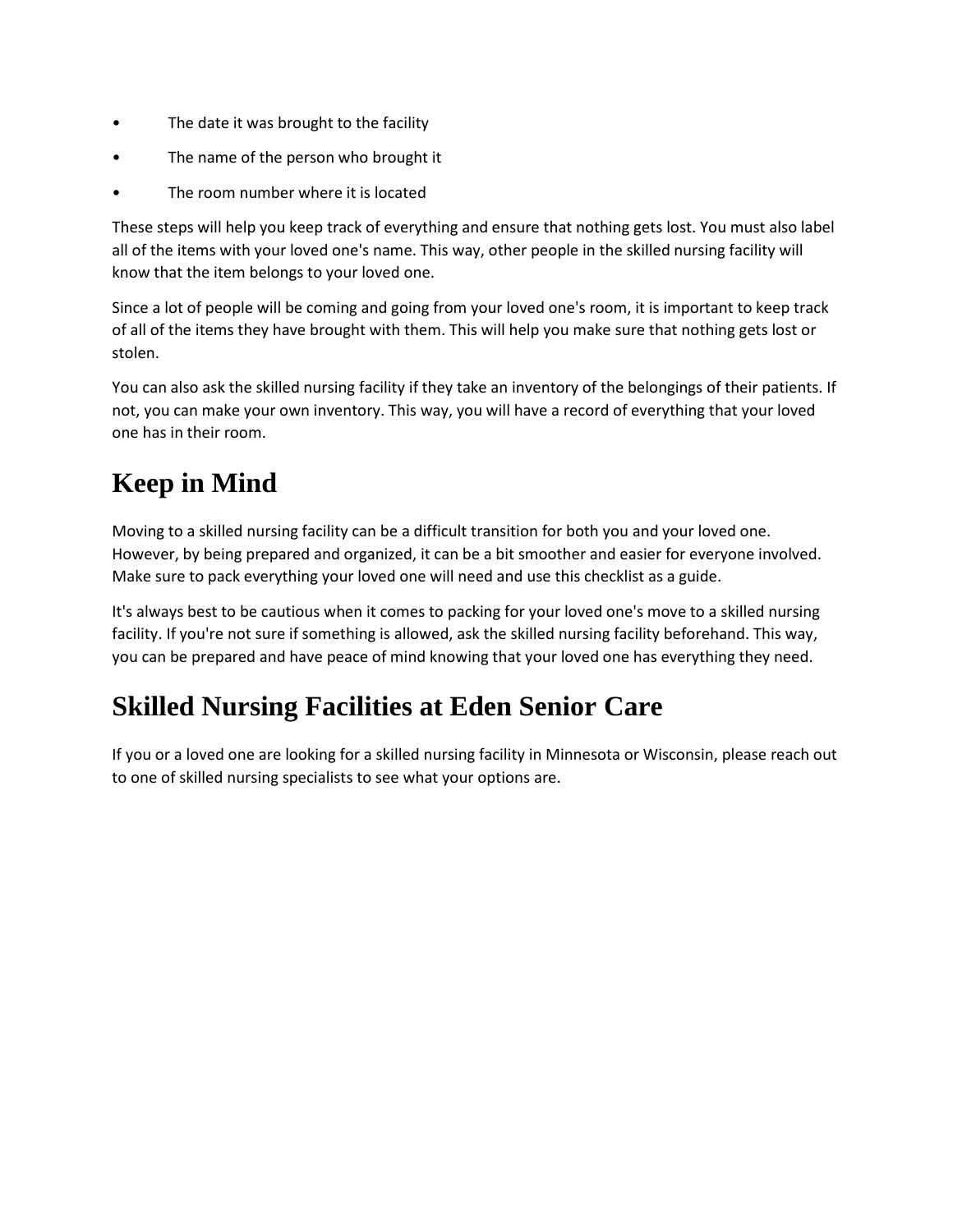- The date it was brought to the facility
- The name of the person who brought it
- The room number where it is located

These steps will help you keep track of everything and ensure that nothing gets lost. You must also label all of the items with your loved one's name. This way, other people in the skilled nursing facility will know that the item belongs to your loved one.

Since a lot of people will be coming and going from your loved one's room, it is important to keep track of all of the items they have brought with them. This will help you make sure that nothing gets lost or stolen.

You can also ask the skilled nursing facility if they take an inventory of the belongings of their patients. If not, you can make your own inventory. This way, you will have a record of everything that your loved one has in their room.

## Keep in Mind

Moving to a skilled nursing facility can be a difficult transition for both you and your loved one. However, by being prepared and organized, it can be a bit smoother and easier for everyone involved. Make sure to pack everything your loved one will need and use this checklist as a guide.

It's always best to be cautious when it comes to packing for your loved one's move to a skilled nursing facility. If you're not sure if something is allowed, ask the skilled nursing facility beforehand. This way, you can be prepared and have peace of mind knowing that your loved one has everything they need.

## Skilled Nursing Facilities at Eden Senior Care

If you or a loved one are looking for a skilled nursing facility in Minnesota or Wisconsin, please reach out to one of skilled nursing specialists to see what your options are.